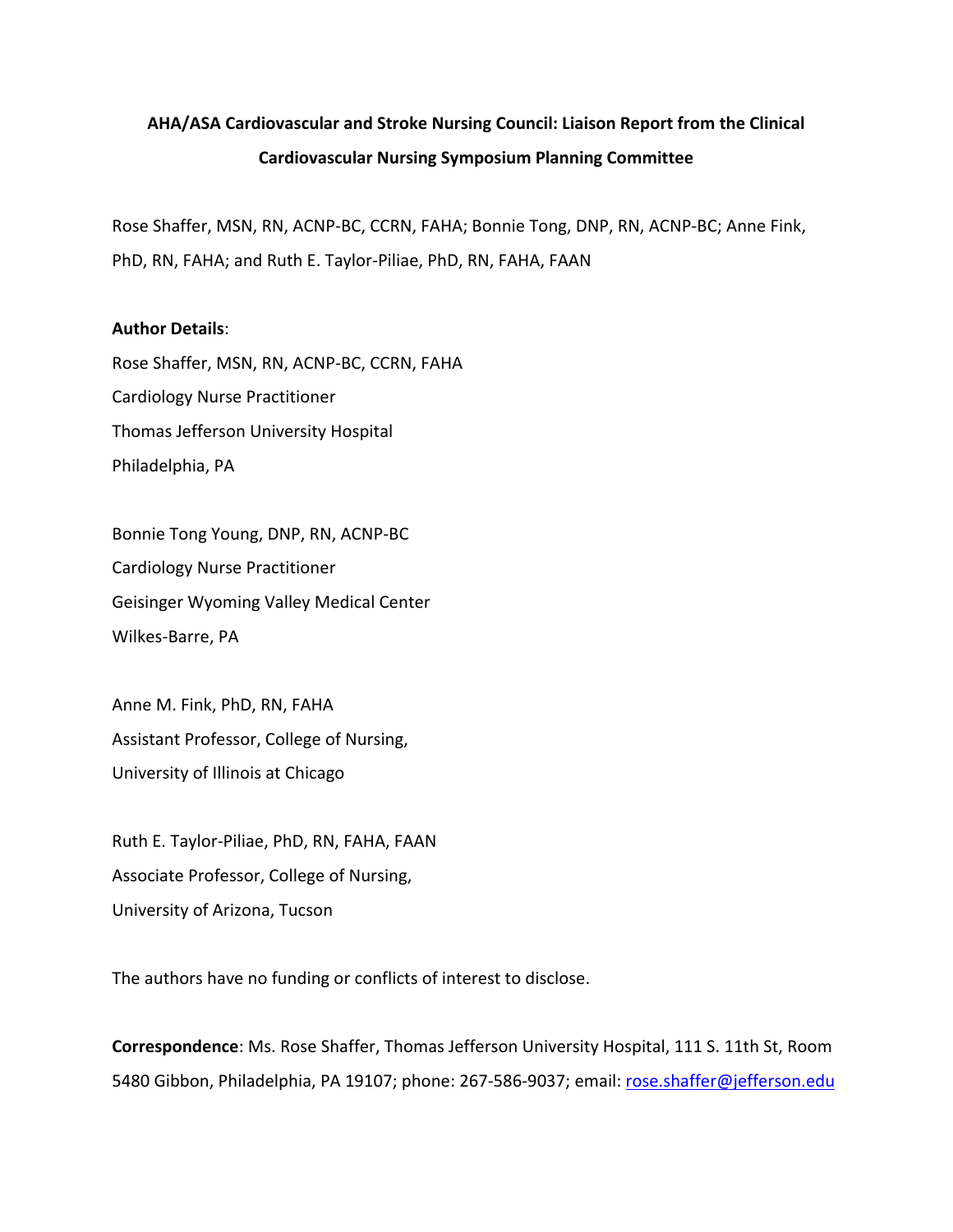**AHA/ASA Cardiovascular and Stroke Nursing Council: Liaison Report from the Clinical Cardiovascular Nursing Symposium Planning Committee**

Rose Shaffer, MSN, RN, ACNP-BC, CCRN, FAHA; Bonnie Tong, DNP, RN, ACNP-BC; Anne Fink, PhD, RN, FAHA; and Ruth E. Taylor-Piliae, PhD, RN, FAHA, FAAN

**Author Details**:

Rose Shaffer, MSN, RN, ACNP-BC, CCRN, FAHA
Cardiology Nurse Practitioner
Thomas Jefferson University Hospital
Philadelphia, PA

Bonnie Tong Young, DNP, RN, ACNP-BC
Cardiology Nurse Practitioner
Geisinger Wyoming Valley Medical Center
Wilkes-Barre, PA

Anne M. Fink, PhD, RN, FAHA
Assistant Professor, College of Nursing,
University of Illinois at Chicago

Ruth E. Taylor-Piliae, PhD, RN, FAHA, FAAN
Associate Professor, College of Nursing,
University of Arizona, Tucson

The authors have no funding or conflicts of interest to disclose.

**Correspondence**: Ms. Rose Shaffer, Thomas Jefferson University Hospital, 111 S. 11th St, Room 5480 Gibbon, Philadelphia, PA 19107; phone: 267-586-9037; email: rose.shaffer@jefferson.edu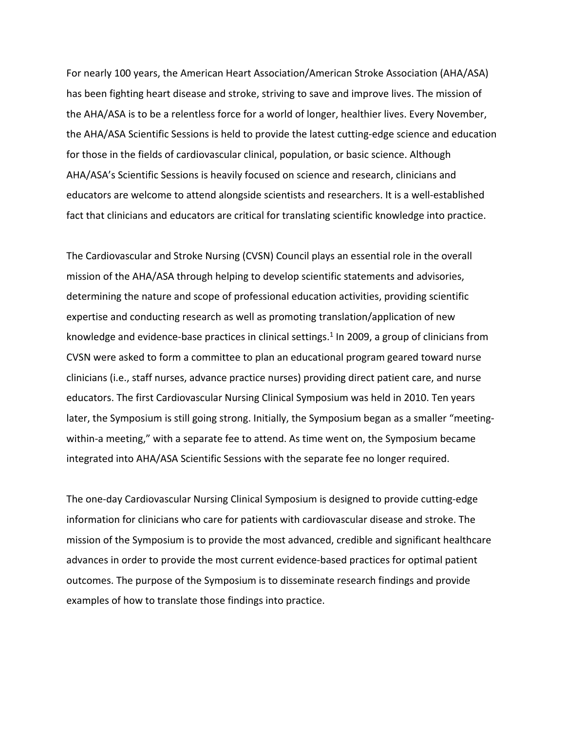For nearly 100 years, the American Heart Association/American Stroke Association (AHA/ASA) has been fighting heart disease and stroke, striving to save and improve lives. The mission of the AHA/ASA is to be a relentless force for a world of longer, healthier lives. Every November, the AHA/ASA Scientific Sessions is held to provide the latest cutting-edge science and education for those in the fields of cardiovascular clinical, population, or basic science. Although AHA/ASA's Scientific Sessions is heavily focused on science and research, clinicians and educators are welcome to attend alongside scientists and researchers. It is a well-established fact that clinicians and educators are critical for translating scientific knowledge into practice.

The Cardiovascular and Stroke Nursing (CVSN) Council plays an essential role in the overall mission of the AHA/ASA through helping to develop scientific statements and advisories, determining the nature and scope of professional education activities, providing scientific expertise and conducting research as well as promoting translation/application of new knowledge and evidence-base practices in clinical settings.[1] In 2009, a group of clinicians from CVSN were asked to form a committee to plan an educational program geared toward nurse clinicians (i.e., staff nurses, advance practice nurses) providing direct patient care, and nurse educators. The first Cardiovascular Nursing Clinical Symposium was held in 2010. Ten years later, the Symposium is still going strong. Initially, the Symposium began as a smaller "meeting-within-a meeting," with a separate fee to attend. As time went on, the Symposium became integrated into AHA/ASA Scientific Sessions with the separate fee no longer required.

The one-day Cardiovascular Nursing Clinical Symposium is designed to provide cutting-edge information for clinicians who care for patients with cardiovascular disease and stroke. The mission of the Symposium is to provide the most advanced, credible and significant healthcare advances in order to provide the most current evidence-based practices for optimal patient outcomes. The purpose of the Symposium is to disseminate research findings and provide examples of how to translate those findings into practice.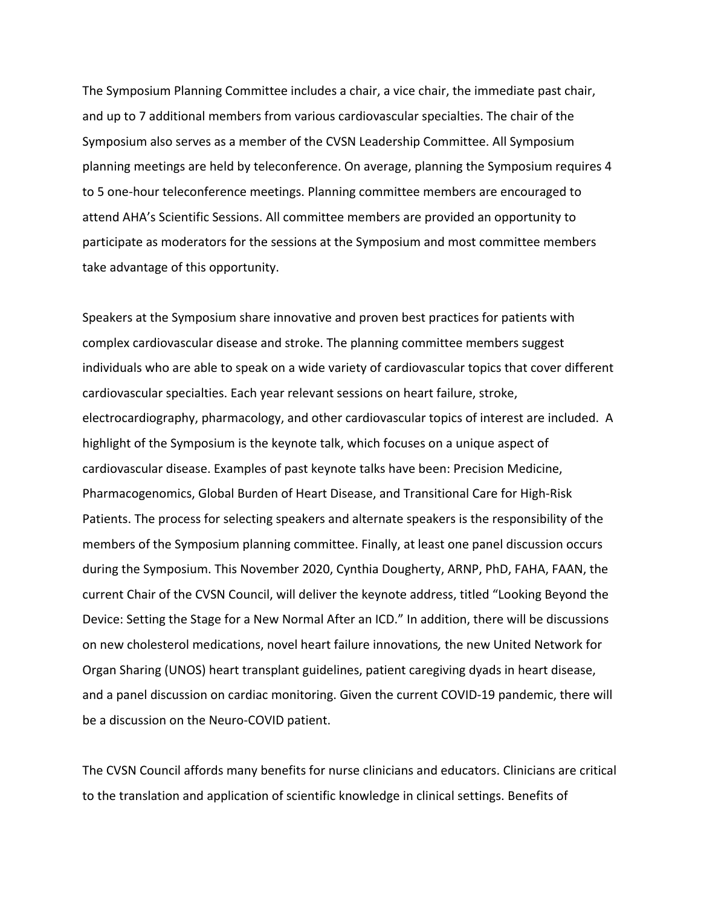The Symposium Planning Committee includes a chair, a vice chair, the immediate past chair, and up to 7 additional members from various cardiovascular specialties. The chair of the Symposium also serves as a member of the CVSN Leadership Committee. All Symposium planning meetings are held by teleconference. On average, planning the Symposium requires 4 to 5 one-hour teleconference meetings. Planning committee members are encouraged to attend AHA's Scientific Sessions. All committee members are provided an opportunity to participate as moderators for the sessions at the Symposium and most committee members take advantage of this opportunity.

Speakers at the Symposium share innovative and proven best practices for patients with complex cardiovascular disease and stroke. The planning committee members suggest individuals who are able to speak on a wide variety of cardiovascular topics that cover different cardiovascular specialties. Each year relevant sessions on heart failure, stroke, electrocardiography, pharmacology, and other cardiovascular topics of interest are included. A highlight of the Symposium is the keynote talk, which focuses on a unique aspect of cardiovascular disease. Examples of past keynote talks have been: Precision Medicine, Pharmacogenomics, Global Burden of Heart Disease, and Transitional Care for High-Risk Patients. The process for selecting speakers and alternate speakers is the responsibility of the members of the Symposium planning committee. Finally, at least one panel discussion occurs during the Symposium. This November 2020, Cynthia Dougherty, ARNP, PhD, FAHA, FAAN, the current Chair of the CVSN Council, will deliver the keynote address, titled "Looking Beyond the Device: Setting the Stage for a New Normal After an ICD." In addition, there will be discussions on new cholesterol medications, novel heart failure innovations*,* the new United Network for Organ Sharing (UNOS) heart transplant guidelines, patient caregiving dyads in heart disease, and a panel discussion on cardiac monitoring. Given the current COVID-19 pandemic, there will be a discussion on the Neuro-COVID patient.

The CVSN Council affords many benefits for nurse clinicians and educators. Clinicians are critical to the translation and application of scientific knowledge in clinical settings. Benefits of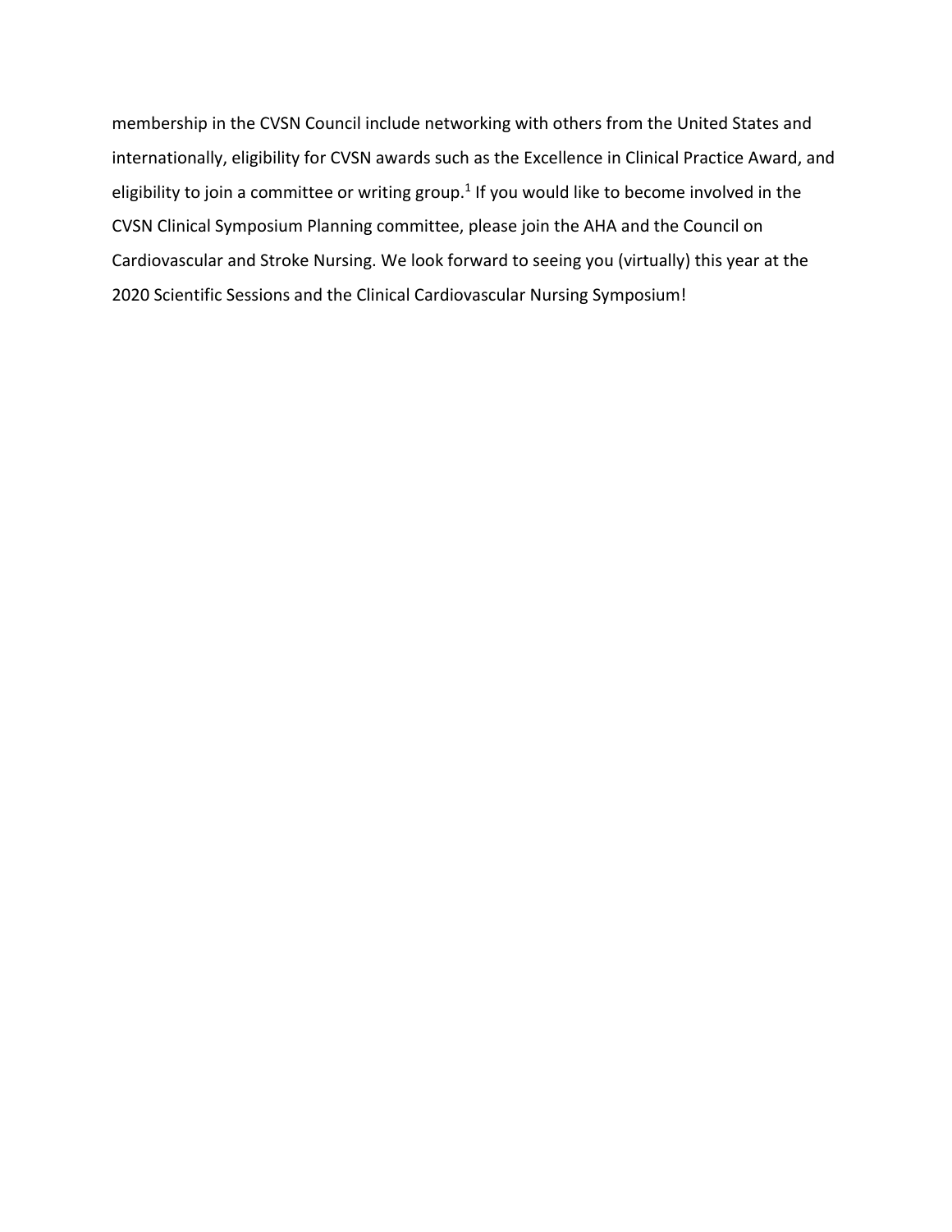membership in the CVSN Council include networking with others from the United States and internationally, eligibility for CVSN awards such as the Excellence in Clinical Practice Award, and eligibility to join a committee or writing group.[1] If you would like to become involved in the CVSN Clinical Symposium Planning committee, please join the AHA and the Council on Cardiovascular and Stroke Nursing. We look forward to seeing you (virtually) this year at the 2020 Scientific Sessions and the Clinical Cardiovascular Nursing Symposium!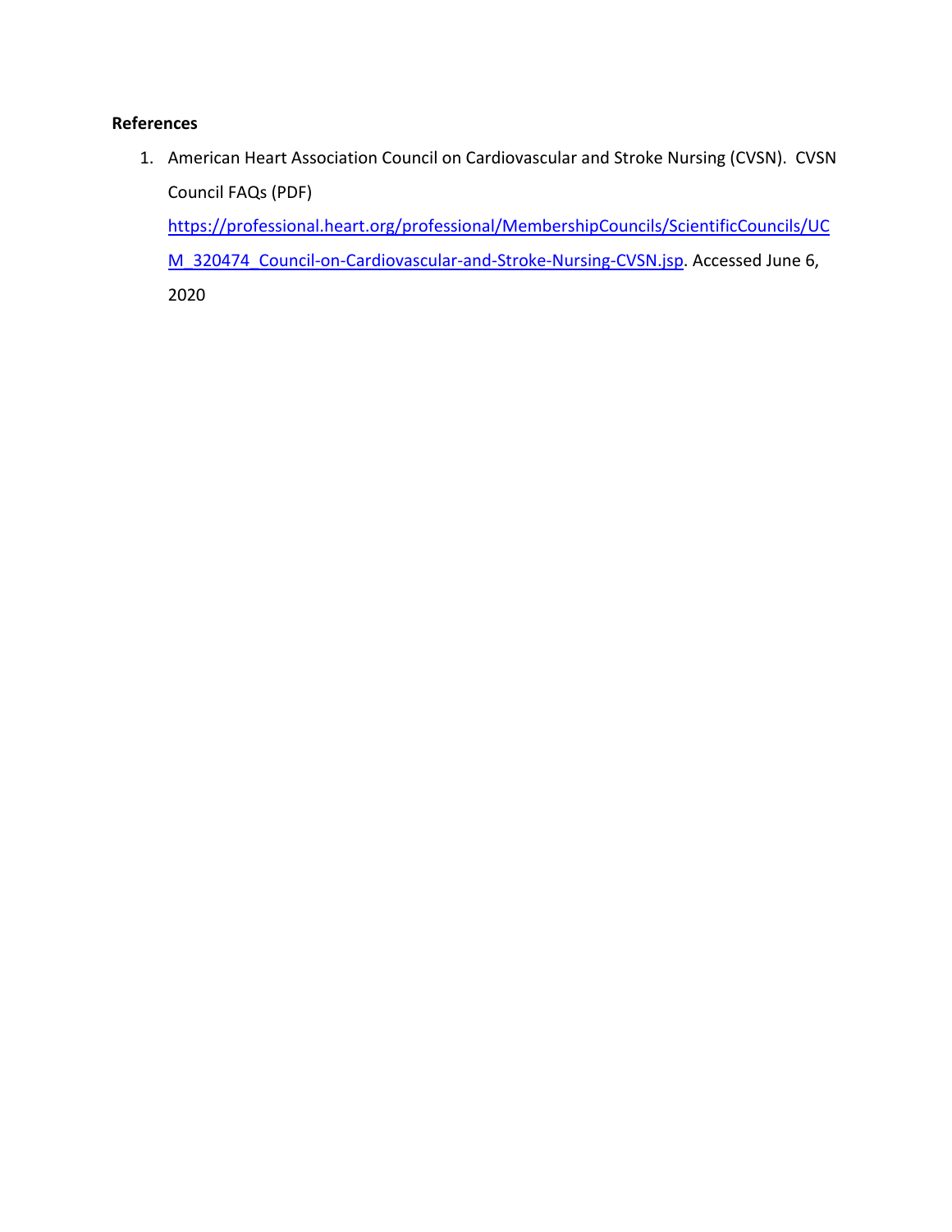**References**

1. American Heart Association Council on Cardiovascular and Stroke Nursing (CVSN). CVSN Council FAQs (PDF) https://professional.heart.org/professional/MembershipCouncils/ScientificCouncils/UCM_320474_Council-on-Cardiovascular-and-Stroke-Nursing-CVSN.jsp. Accessed June 6, 2020